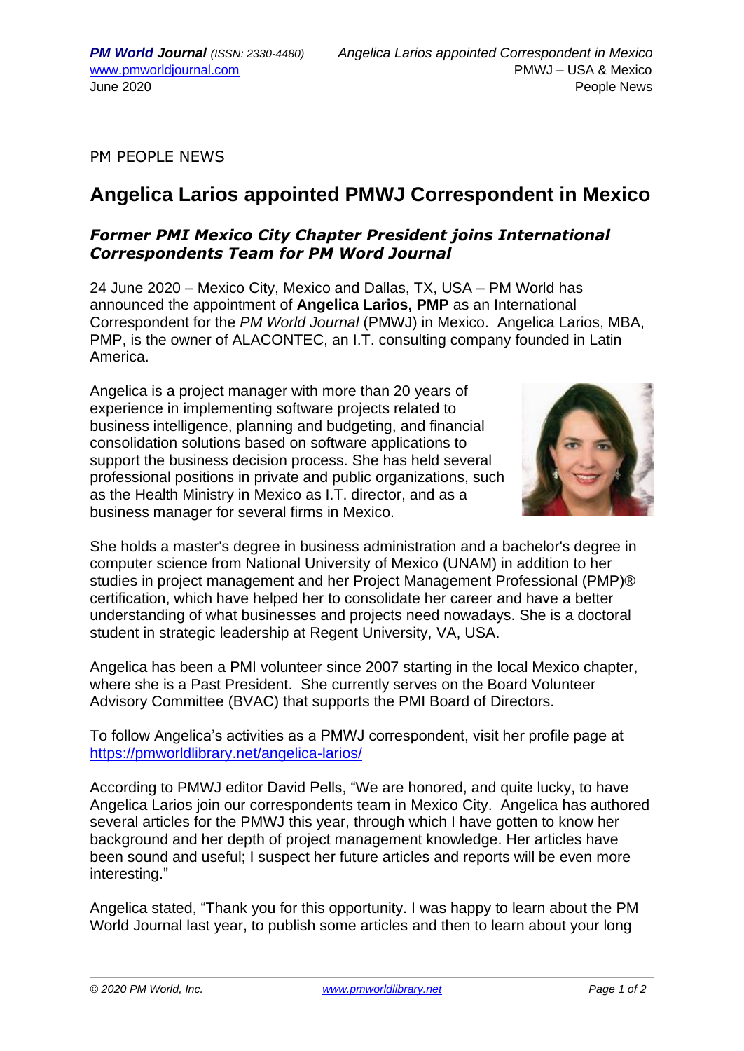PM PEOPLE NEWS

# Angelica Larios appointed PMWJ Correspondent in Mexico

### *Former PMI Mexico City Chapter President joins International Correspondents Team for PM Word Journal*

24 June 2020 – Mexico City, Mexico and Dallas, TX, USA – PM World has announced the appointment of **Angelica Larios, PMP** as an International Correspondent for the *PM World Journal* (PMWJ) in Mexico. Angelica Larios, MBA, PMP, is the owner of ALACONTEC, an I.T. consulting company founded in Latin America.

Angelica is a project manager with more than 20 years of experience in implementing software projects related to business intelligence, planning and budgeting, and financial consolidation solutions based on software applications to support the business decision process. She has held several professional positions in private and public organizations, such as the Health Ministry in Mexico as I.T. director, and as a business manager for several firms in Mexico.

She holds a master's degree in business administration and a bachelor's degree in computer science from National University of Mexico (UNAM) in addition to her studies in project management and her Project Management Professional (PMP)® certification, which have helped her to consolidate her career and have a better understanding of what businesses and projects need nowadays. She is a doctoral student in strategic leadership at Regent University, VA, USA.

Angelica has been a PMI volunteer since 2007 starting in the local Mexico chapter, where she is a Past President. She currently serves on the Board Volunteer Advisory Committee (BVAC) that supports the PMI Board of Directors.

To follow Angelica's activities as a PMWJ correspondent, visit her profile page at https://pmworldlibrary.net/angelica-larios/

According to PMWJ editor David Pells, "We are honored, and quite lucky, to have Angelica Larios join our correspondents team in Mexico City. Angelica has authored several articles for the PMWJ this year, through which I have gotten to know her background and her depth of project management knowledge. Her articles have been sound and useful; I suspect her future articles and reports will be even more interesting."

Angelica stated, "Thank you for this opportunity. I was happy to learn about the PM World Journal last year, to publish some articles and then to learn about your long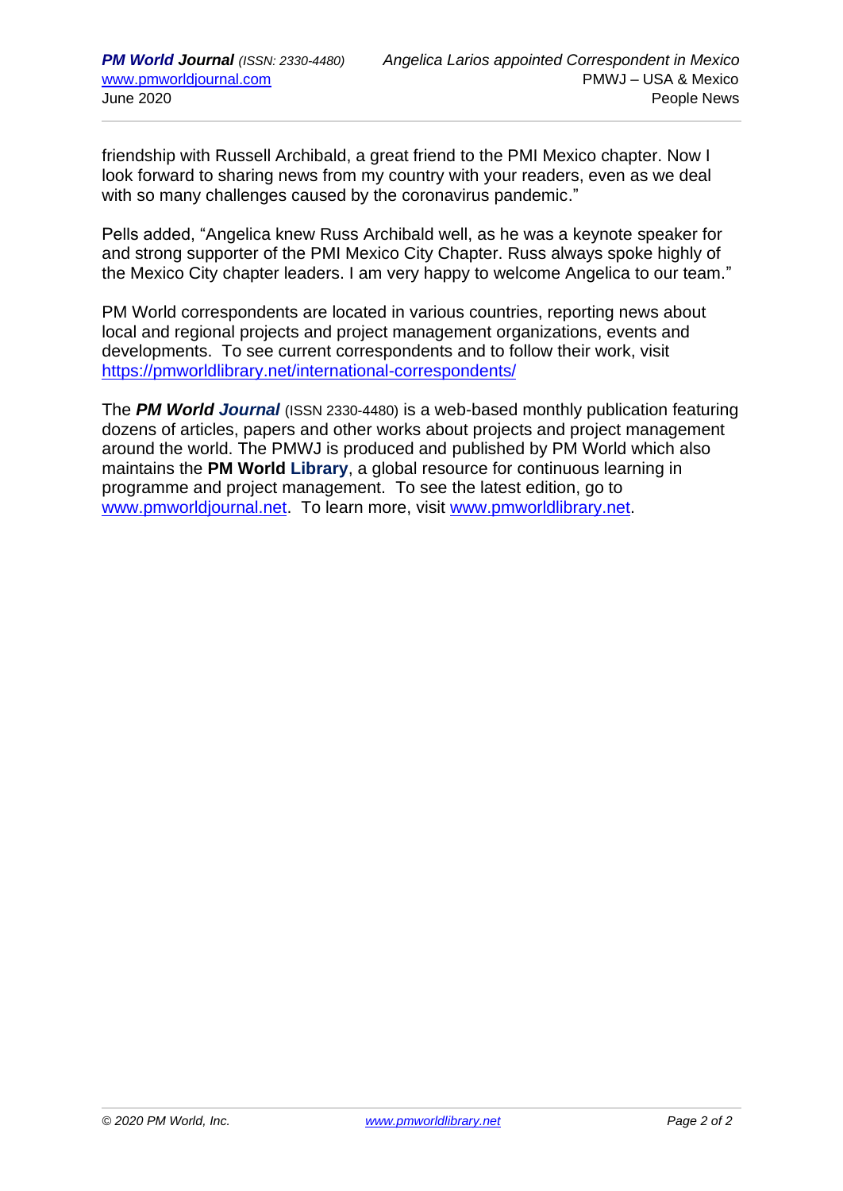friendship with Russell Archibald, a great friend to the PMI Mexico chapter. Now I look forward to sharing news from my country with your readers, even as we deal with so many challenges caused by the coronavirus pandemic."

Pells added, "Angelica knew Russ Archibald well, as he was a keynote speaker for and strong supporter of the PMI Mexico City Chapter. Russ always spoke highly of the Mexico City chapter leaders. I am very happy to welcome Angelica to our team."

PM World correspondents are located in various countries, reporting news about local and regional projects and project management organizations, events and developments. To see current correspondents and to follow their work, visit https://pmworldlibrary.net/international-correspondents/

The ***PM World Journal*** (ISSN 2330-4480) is a web-based monthly publication featuring dozens of articles, papers and other works about projects and project management around the world. The PMWJ is produced and published by PM World which also maintains the **PM World Library**, a global resource for continuous learning in programme and project management. To see the latest edition, go to www.pmworldjournal.net. To learn more, visit www.pmworldlibrary.net.